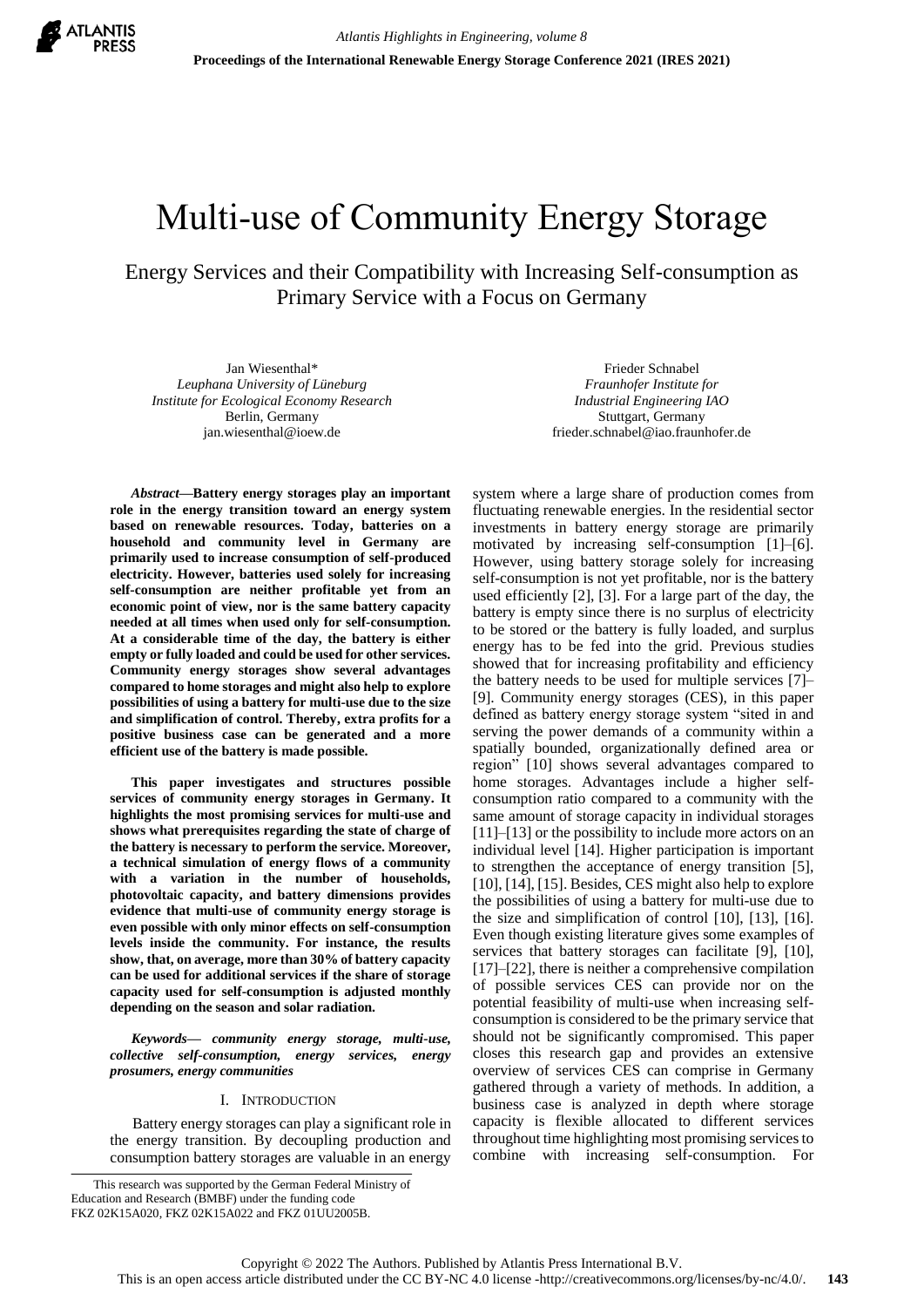# Multi-use of Community Energy Storage

Energy Services and their Compatibility with Increasing Self-consumption as Primary Service with a Focus on Germany

Jan Wiesenthal*
*Leuphana University of Lüneburg*
*Institute for Ecological Economy Research*
Berlin, Germany
jan.wiesenthal@ioew.de

Frieder Schnabel
*Fraunhofer Institute for*
*Industrial Engineering IAO*
Stuttgart, Germany
frieder.schnabel@iao.fraunhofer.de

***Abstract*—Battery energy storages play an important role in the energy transition toward an energy system based on renewable resources. Today, batteries on a household and community level in Germany are primarily used to increase consumption of self-produced electricity. However, batteries used solely for increasing self-consumption are neither profitable yet from an economic point of view, nor is the same battery capacity needed at all times when used only for self-consumption. At a considerable time of the day, the battery is either empty or fully loaded and could be used for other services. Community energy storages show several advantages compared to home storages and might also help to explore possibilities of using a battery for multi-use due to the size and simplification of control. Thereby, extra profits for a positive business case can be generated and a more efficient use of the battery is made possible.**

**This paper investigates and structures possible services of community energy storages in Germany. It highlights the most promising services for multi-use and shows what prerequisites regarding the state of charge of the battery is necessary to perform the service. Moreover, a technical simulation of energy flows of a community with a variation in the number of households, photovoltaic capacity, and battery dimensions provides evidence that multi-use of community energy storage is even possible with only minor effects on self-consumption levels inside the community. For instance, the results show, that, on average, more than 30% of battery capacity can be used for additional services if the share of storage capacity used for self-consumption is adjusted monthly depending on the season and solar radiation.**

***Keywords*— *community energy storage, multi-use, collective self-consumption, energy services, energy prosumers, energy communities***

## I. Introduction

Battery energy storages can play a significant role in the energy transition. By decoupling production and consumption battery storages are valuable in an energy system where a large share of production comes from fluctuating renewable energies. In the residential sector investments in battery energy storage are primarily motivated by increasing self-consumption [1]–[6]. However, using battery storage solely for increasing self-consumption is not yet profitable, nor is the battery used efficiently [2], [3]. For a large part of the day, the battery is empty since there is no surplus of electricity to be stored or the battery is fully loaded, and surplus energy has to be fed into the grid. Previous studies showed that for increasing profitability and efficiency the battery needs to be used for multiple services [7]–[9]. Community energy storages (CES), in this paper defined as battery energy storage system "sited in and serving the power demands of a community within a spatially bounded, organizationally defined area or region" [10] shows several advantages compared to home storages. Advantages include a higher self-consumption ratio compared to a community with the same amount of storage capacity in individual storages [11]–[13] or the possibility to include more actors on an individual level [14]. Higher participation is important to strengthen the acceptance of energy transition [5], [10], [14], [15]. Besides, CES might also help to explore the possibilities of using a battery for multi-use due to the size and simplification of control [10], [13], [16]. Even though existing literature gives some examples of services that battery storages can facilitate [9], [10], [17]–[22], there is neither a comprehensive compilation of possible services CES can provide nor on the potential feasibility of multi-use when increasing self-consumption is considered to be the primary service that should not be significantly compromised. This paper closes this research gap and provides an extensive overview of services CES can comprise in Germany gathered through a variety of methods. In addition, a business case is analyzed in depth where storage capacity is flexible allocated to different services throughout time highlighting most promising services to combine with increasing self-consumption. For

This research was supported by the German Federal Ministry of Education and Research (BMBF) under the funding code FKZ 02K15A020, FKZ 02K15A022 and FKZ 01UU2005B.

Copyright © 2022 The Authors. Published by Atlantis Press International B.V.
This is an open access article distributed under the CC BY-NC 4.0 license -http://creativecommons.org/licenses/by-nc/4.0/.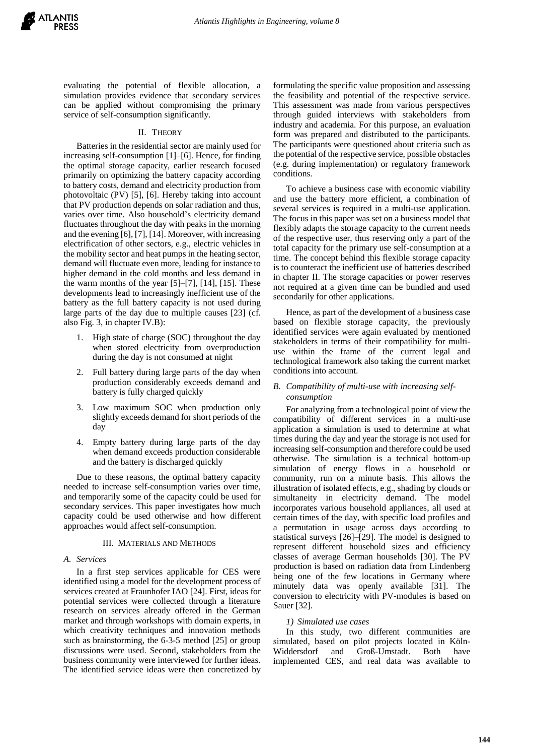evaluating the potential of flexible allocation, a simulation provides evidence that secondary services can be applied without compromising the primary service of self-consumption significantly.

## II. Theory

Batteries in the residential sector are mainly used for increasing self-consumption [1]–[6]. Hence, for finding the optimal storage capacity, earlier research focused primarily on optimizing the battery capacity according to battery costs, demand and electricity production from photovoltaic (PV) [5], [6]. Hereby taking into account that PV production depends on solar radiation and thus, varies over time. Also household's electricity demand fluctuates throughout the day with peaks in the morning and the evening [6], [7], [14]. Moreover, with increasing electrification of other sectors, e.g., electric vehicles in the mobility sector and heat pumps in the heating sector, demand will fluctuate even more, leading for instance to higher demand in the cold months and less demand in the warm months of the year [5]–[7], [14], [15]. These developments lead to increasingly inefficient use of the battery as the full battery capacity is not used during large parts of the day due to multiple causes [23] (cf. also Fig. 3, in chapter IV.B):

1. High state of charge (SOC) throughout the day when stored electricity from overproduction during the day is not consumed at night
2. Full battery during large parts of the day when production considerably exceeds demand and battery is fully charged quickly
3. Low maximum SOC when production only slightly exceeds demand for short periods of the day
4. Empty battery during large parts of the day when demand exceeds production considerable and the battery is discharged quickly

Due to these reasons, the optimal battery capacity needed to increase self-consumption varies over time, and temporarily some of the capacity could be used for secondary services. This paper investigates how much capacity could be used otherwise and how different approaches would affect self-consumption.

## III. Materials and Methods

### A. Services

In a first step services applicable for CES were identified using a model for the development process of services created at Fraunhofer IAO [24]. First, ideas for potential services were collected through a literature research on services already offered in the German market and through workshops with domain experts, in which creativity techniques and innovation methods such as brainstorming, the 6-3-5 method [25] or group discussions were used. Second, stakeholders from the business community were interviewed for further ideas. The identified service ideas were then concretized by formulating the specific value proposition and assessing the feasibility and potential of the respective service. This assessment was made from various perspectives through guided interviews with stakeholders from industry and academia. For this purpose, an evaluation form was prepared and distributed to the participants. The participants were questioned about criteria such as the potential of the respective service, possible obstacles (e.g. during implementation) or regulatory framework conditions.

To achieve a business case with economic viability and use the battery more efficient, a combination of several services is required in a multi-use application. The focus in this paper was set on a business model that flexibly adapts the storage capacity to the current needs of the respective user, thus reserving only a part of the total capacity for the primary use self-consumption at a time. The concept behind this flexible storage capacity is to counteract the inefficient use of batteries described in chapter II. The storage capacities or power reserves not required at a given time can be bundled and used secondarily for other applications.

Hence, as part of the development of a business case based on flexible storage capacity, the previously identified services were again evaluated by mentioned stakeholders in terms of their compatibility for multi-use within the frame of the current legal and technological framework also taking the current market conditions into account.

### B. Compatibility of multi-use with increasing self-consumption

For analyzing from a technological point of view the compatibility of different services in a multi-use application a simulation is used to determine at what times during the day and year the storage is not used for increasing self-consumption and therefore could be used otherwise. The simulation is a technical bottom-up simulation of energy flows in a household or community, run on a minute basis. This allows the illustration of isolated effects, e.g., shading by clouds or simultaneity in electricity demand. The model incorporates various household appliances, all used at certain times of the day, with specific load profiles and a permutation in usage across days according to statistical surveys [26]–[29]. The model is designed to represent different household sizes and efficiency classes of average German households [30]. The PV production is based on radiation data from Lindenberg being one of the few locations in Germany where minutely data was openly available [31]. The conversion to electricity with PV-modules is based on Sauer [32].

#### 1) Simulated use cases

In this study, two different communities are simulated, based on pilot projects located in Köln-Widdersdorf and Groß-Umstadt. Both have implemented CES, and real data was available to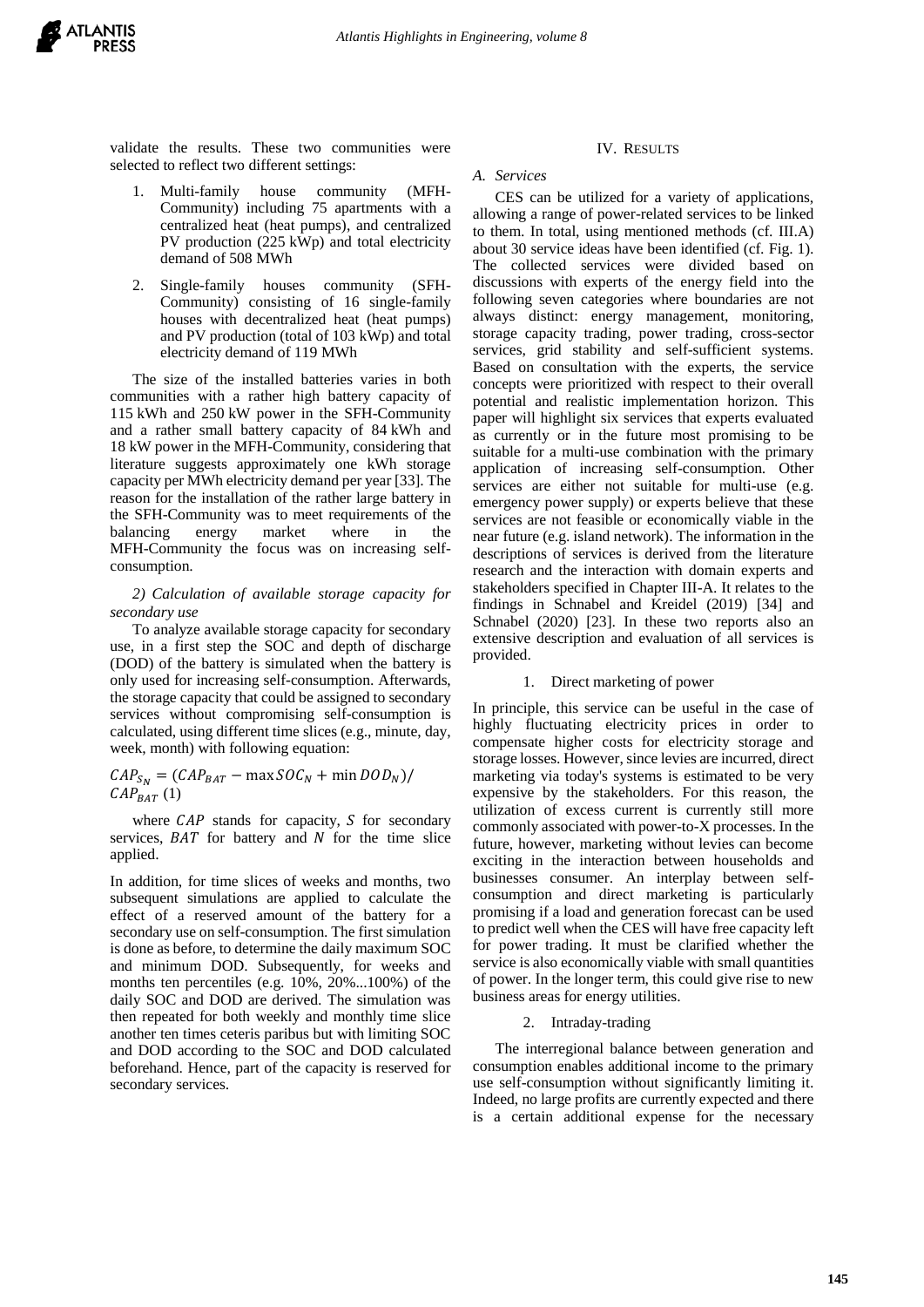validate the results. These two communities were selected to reflect two different settings:

1. Multi-family house community (MFH-Community) including 75 apartments with a centralized heat (heat pumps), and centralized PV production (225 kWp) and total electricity demand of 508 MWh
2. Single-family houses community (SFH-Community) consisting of 16 single-family houses with decentralized heat (heat pumps) and PV production (total of 103 kWp) and total electricity demand of 119 MWh

The size of the installed batteries varies in both communities with a rather high battery capacity of 115 kWh and 250 kW power in the SFH-Community and a rather small battery capacity of 84 kWh and 18 kW power in the MFH-Community, considering that literature suggests approximately one kWh storage capacity per MWh electricity demand per year [33]. The reason for the installation of the rather large battery in the SFH-Community was to meet requirements of the balancing energy market where in the MFH-Community the focus was on increasing self-consumption.

*2) Calculation of available storage capacity for secondary use*

To analyze available storage capacity for secondary use, in a first step the SOC and depth of discharge (DOD) of the battery is simulated when the battery is only used for increasing self-consumption. Afterwards, the storage capacity that could be assigned to secondary services without compromising self-consumption is calculated, using different time slices (e.g., minute, day, week, month) with following equation:

$$CAP_{S_N} = (CAP_{BAT} - \max SOC_N + \min DOD_N) / CAP_{BAT} \quad (1)$$

where $CAP$ stands for capacity, $S$ for secondary services, $BAT$ for battery and $N$ for the time slice applied.

In addition, for time slices of weeks and months, two subsequent simulations are applied to calculate the effect of a reserved amount of the battery for a secondary use on self-consumption. The first simulation is done as before, to determine the daily maximum SOC and minimum DOD. Subsequently, for weeks and months ten percentiles (e.g. 10%, 20%...100%) of the daily SOC and DOD are derived. The simulation was then repeated for both weekly and monthly time slice another ten times ceteris paribus but with limiting SOC and DOD according to the SOC and DOD calculated beforehand. Hence, part of the capacity is reserved for secondary services.

## IV. Results

### A. Services

CES can be utilized for a variety of applications, allowing a range of power-related services to be linked to them. In total, using mentioned methods (cf. III.A) about 30 service ideas have been identified (cf. Fig. 1). The collected services were divided based on discussions with experts of the energy field into the following seven categories where boundaries are not always distinct: energy management, monitoring, storage capacity trading, power trading, cross-sector services, grid stability and self-sufficient systems. Based on consultation with the experts, the service concepts were prioritized with respect to their overall potential and realistic implementation horizon. This paper will highlight six services that experts evaluated as currently or in the future most promising to be suitable for a multi-use combination with the primary application of increasing self-consumption. Other services are either not suitable for multi-use (e.g. emergency power supply) or experts believe that these services are not feasible or economically viable in the near future (e.g. island network). The information in the descriptions of services is derived from the literature research and the interaction with domain experts and stakeholders specified in Chapter III-A. It relates to the findings in Schnabel and Kreidel (2019) [34] and Schnabel (2020) [23]. In these two reports also an extensive description and evaluation of all services is provided.

1. Direct marketing of power

In principle, this service can be useful in the case of highly fluctuating electricity prices in order to compensate higher costs for electricity storage and storage losses. However, since levies are incurred, direct marketing via today's systems is estimated to be very expensive by the stakeholders. For this reason, the utilization of excess current is currently still more commonly associated with power-to-X processes. In the future, however, marketing without levies can become exciting in the interaction between households and businesses consumer. An interplay between self-consumption and direct marketing is particularly promising if a load and generation forecast can be used to predict well when the CES will have free capacity left for power trading. It must be clarified whether the service is also economically viable with small quantities of power. In the longer term, this could give rise to new business areas for energy utilities.

2. Intraday-trading

The interregional balance between generation and consumption enables additional income to the primary use self-consumption without significantly limiting it. Indeed, no large profits are currently expected and there is a certain additional expense for the necessary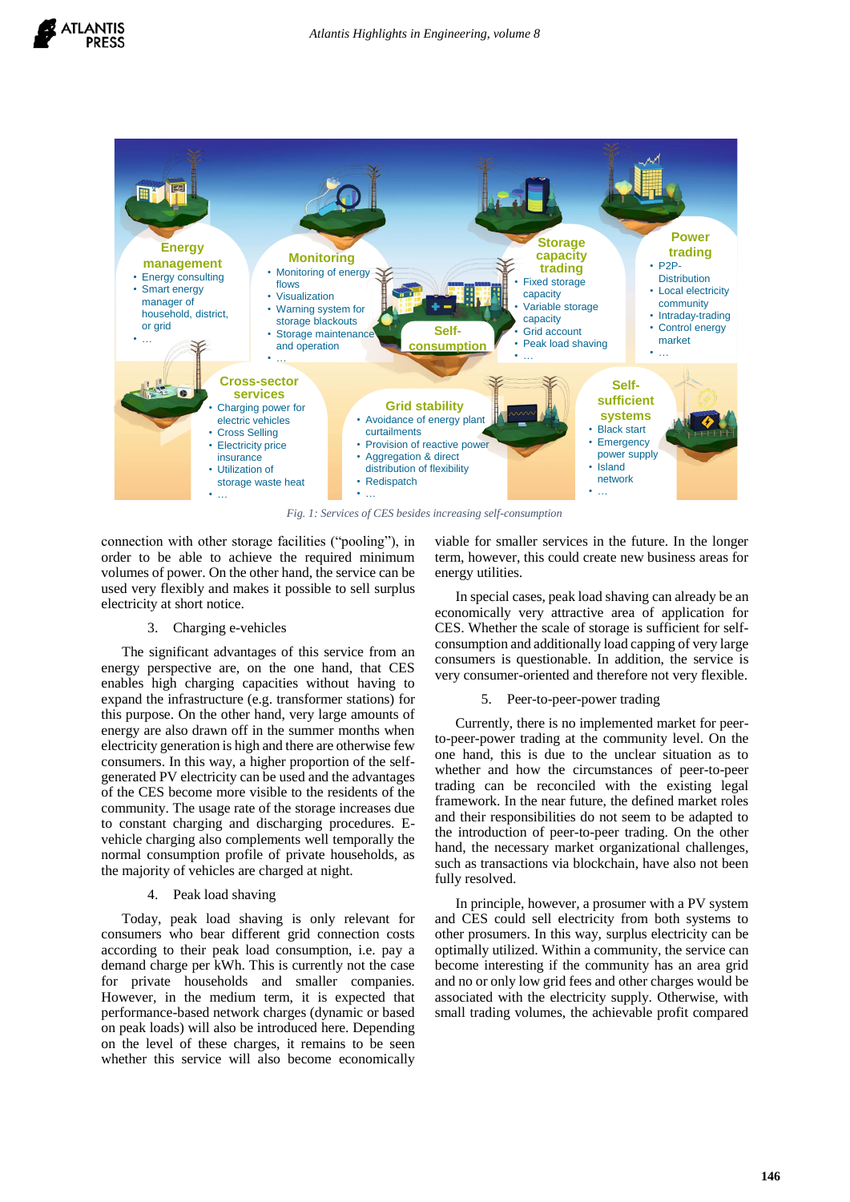*Fig. 1: Services of CES besides increasing self-consumption*

connection with other storage facilities ("pooling"), in order to be able to achieve the required minimum volumes of power. On the other hand, the service can be used very flexibly and makes it possible to sell surplus electricity at short notice.

3. Charging e-vehicles

The significant advantages of this service from an energy perspective are, on the one hand, that CES enables high charging capacities without having to expand the infrastructure (e.g. transformer stations) for this purpose. On the other hand, very large amounts of energy are also drawn off in the summer months when electricity generation is high and there are otherwise few consumers. In this way, a higher proportion of the self-generated PV electricity can be used and the advantages of the CES become more visible to the residents of the community. The usage rate of the storage increases due to constant charging and discharging procedures. E-vehicle charging also complements well temporally the normal consumption profile of private households, as the majority of vehicles are charged at night.

4. Peak load shaving

Today, peak load shaving is only relevant for consumers who bear different grid connection costs according to their peak load consumption, i.e. pay a demand charge per kWh. This is currently not the case for private households and smaller companies. However, in the medium term, it is expected that performance-based network charges (dynamic or based on peak loads) will also be introduced here. Depending on the level of these charges, it remains to be seen whether this service will also become economically viable for smaller services in the future. In the longer term, however, this could create new business areas for energy utilities.

In special cases, peak load shaving can already be an economically very attractive area of application for CES. Whether the scale of storage is sufficient for self-consumption and additionally load capping of very large consumers is questionable. In addition, the service is very consumer-oriented and therefore not very flexible.

5. Peer-to-peer-power trading

Currently, there is no implemented market for peer-to-peer-power trading at the community level. On the one hand, this is due to the unclear situation as to whether and how the circumstances of peer-to-peer trading can be reconciled with the existing legal framework. In the near future, the defined market roles and their responsibilities do not seem to be adapted to the introduction of peer-to-peer trading. On the other hand, the necessary market organizational challenges, such as transactions via blockchain, have also not been fully resolved.

In principle, however, a prosumer with a PV system and CES could sell electricity from both systems to other prosumers. In this way, surplus electricity can be optimally utilized. Within a community, the service can become interesting if the community has an area grid and no or only low grid fees and other charges would be associated with the electricity supply. Otherwise, with small trading volumes, the achievable profit compared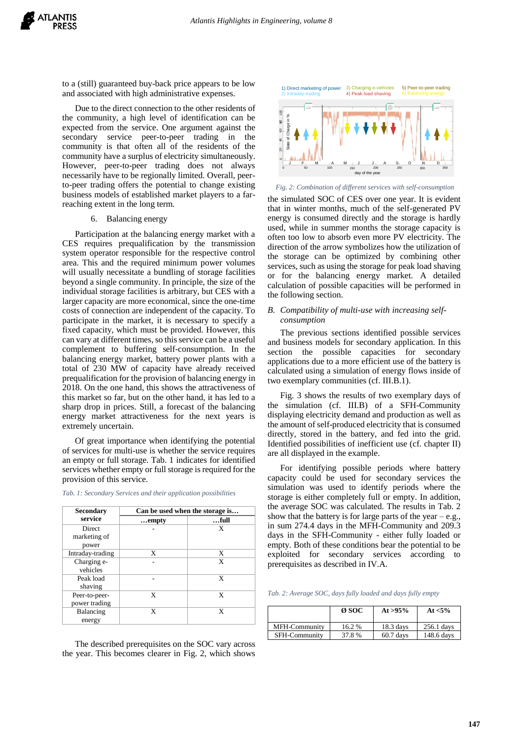to a (still) guaranteed buy-back price appears to be low and associated with high administrative expenses.

Due to the direct connection to the other residents of the community, a high level of identification can be expected from the service. One argument against the secondary service peer-to-peer trading in the community is that often all of the residents of the community have a surplus of electricity simultaneously. However, peer-to-peer trading does not always necessarily have to be regionally limited. Overall, peer-to-peer trading offers the potential to change existing business models of established market players to a far-reaching extent in the long term.

6. Balancing energy

Participation at the balancing energy market with a CES requires prequalification by the transmission system operator responsible for the respective control area. This and the required minimum power volumes will usually necessitate a bundling of storage facilities beyond a single community. In principle, the size of the individual storage facilities is arbitrary, but CES with a larger capacity are more economical, since the one-time costs of connection are independent of the capacity. To participate in the market, it is necessary to specify a fixed capacity, which must be provided. However, this can vary at different times, so this service can be a useful complement to buffering self-consumption. In the balancing energy market, battery power plants with a total of 230 MW of capacity have already received prequalification for the provision of balancing energy in 2018. On the one hand, this shows the attractiveness of this market so far, but on the other hand, it has led to a sharp drop in prices. Still, a forecast of the balancing energy market attractiveness for the next years is extremely uncertain.

Of great importance when identifying the potential of services for multi-use is whether the service requires an empty or full storage. Tab. 1 indicates for identified services whether empty or full storage is required for the provision of this service.

*Tab. 1: Secondary Services and their application possibilities*

| Secondary service | Can be used when the storage is… | |
|---|---|---|
| | …empty | …full |
| Direct marketing of power | - | X |
| Intraday-trading | X | X |
| Charging e-vehicles | - | X |
| Peak load shaving | - | X |
| Peer-to-peer-power trading | X | X |
| Balancing energy | X | X |

The described prerequisites on the SOC vary across the year. This becomes clearer in Fig. 2, which shows the simulated SOC of CES over one year. It is evident that in winter months, much of the self-generated PV energy is consumed directly and the storage is hardly used, while in summer months the storage capacity is often too low to absorb even more PV electricity. The direction of the arrow symbolizes how the utilization of the storage can be optimized by combining other services, such as using the storage for peak load shaving or for the balancing energy market. A detailed calculation of possible capacities will be performed in the following section.

*Fig. 2: Combination of different services with self-consumption*

## B. Compatibility of multi-use with increasing self-consumption

The previous sections identified possible services and business models for secondary application. In this section the possible capacities for secondary applications due to a more efficient use of the battery is calculated using a simulation of energy flows inside of two exemplary communities (cf. III.B.1).

Fig. 3 shows the results of two exemplary days of the simulation (cf. III.B) of a SFH-Community displaying electricity demand and production as well as the amount of self-produced electricity that is consumed directly, stored in the battery, and fed into the grid. Identified possibilities of inefficient use (cf. chapter II) are all displayed in the example.

For identifying possible periods where battery capacity could be used for secondary services the simulation was used to identify periods where the storage is either completely full or empty. In addition, the average SOC was calculated. The results in Tab. 2 show that the battery is for large parts of the year – e.g., in sum 274.4 days in the MFH-Community and 209.3 days in the SFH-Community - either fully loaded or empty. Both of these conditions bear the potential to be exploited for secondary services according to prerequisites as described in IV.A.

*Tab. 2: Average SOC, days fully loaded and days fully empty*

| | Ø SOC | At >95% | At <5% |
|---|---|---|---|
| MFH-Community | 16.2 % | 18.3 days | 256.1 days |
| SFH-Community | 37.8 % | 60.7 days | 148.6 days |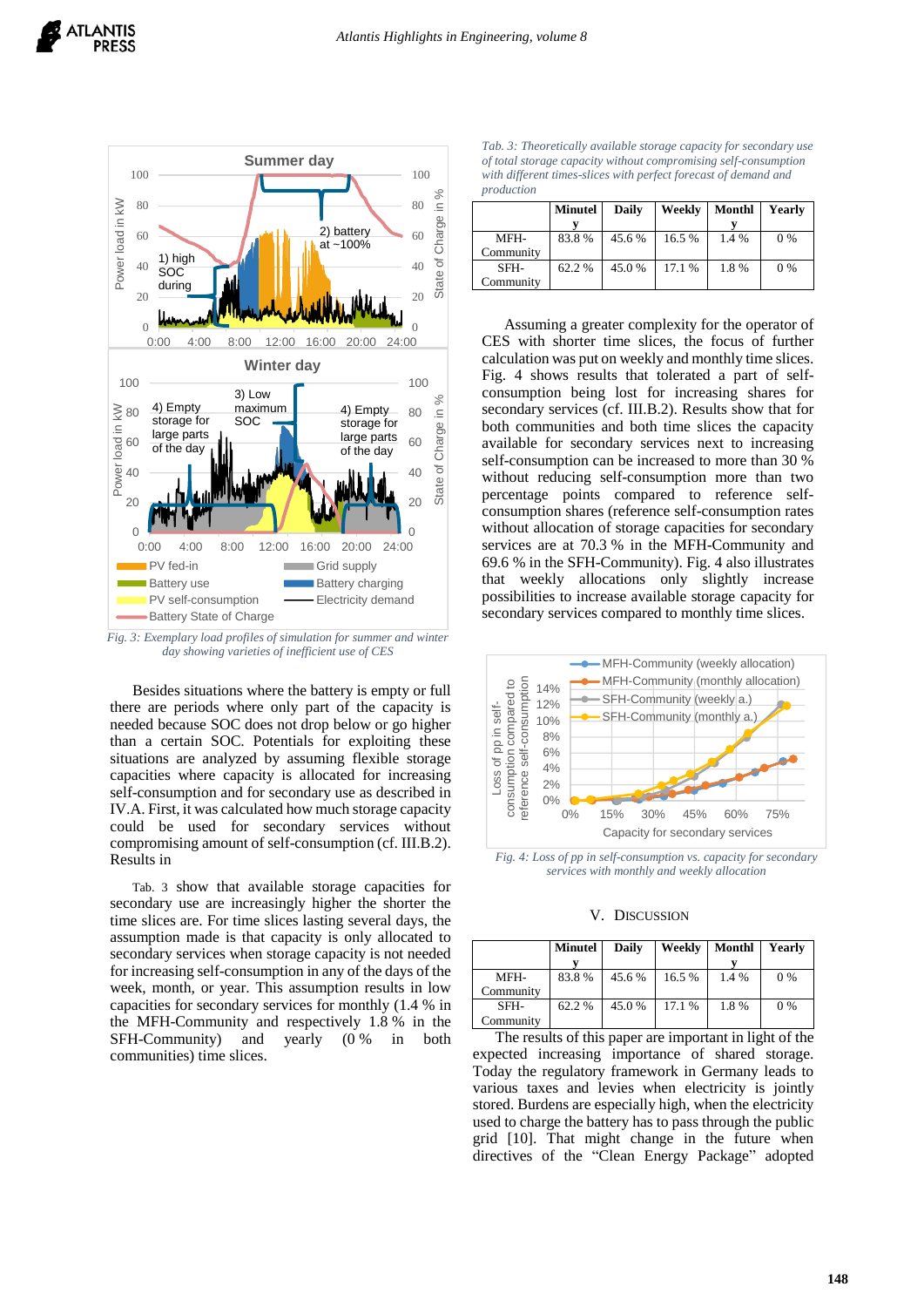*Fig. 3: Exemplary load profiles of simulation for summer and winter day showing varieties of inefficient use of CES*

Besides situations where the battery is empty or full there are periods where only part of the capacity is needed because SOC does not drop below or go higher than a certain SOC. Potentials for exploiting these situations are analyzed by assuming flexible storage capacities where capacity is allocated for increasing self-consumption and for secondary use as described in IV.A. First, it was calculated how much storage capacity could be used for secondary services without compromising amount of self-consumption (cf. III.B.2). Results in

Tab. 3 show that available storage capacities for secondary use are increasingly higher the shorter the time slices are. For time slices lasting several days, the assumption made is that capacity is only allocated to secondary services when storage capacity is not needed for increasing self-consumption in any of the days of the week, month, or year. This assumption results in low capacities for secondary services for monthly (1.4 % in the MFH-Community and respectively 1.8 % in the SFH-Community) and yearly (0 % in both communities) time slices.

*Tab. 3: Theoretically available storage capacity for secondary use of total storage capacity without compromising self-consumption with different times-slices with perfect forecast of demand and production*

| | Minutely | Daily | Weekly | Monthly | Yearly |
|---|---|---|---|---|---|
| MFH-Community | 83.8 % | 45.6 % | 16.5 % | 1.4 % | 0 % |
| SFH-Community | 62.2 % | 45.0 % | 17.1 % | 1.8 % | 0 % |

Assuming a greater complexity for the operator of CES with shorter time slices, the focus of further calculation was put on weekly and monthly time slices. Fig. 4 shows results that tolerated a part of self-consumption being lost for increasing shares for secondary services (cf. III.B.2). Results show that for both communities and both time slices the capacity available for secondary services next to increasing self-consumption can be increased to more than 30 % without reducing self-consumption more than two percentage points compared to reference self-consumption shares (reference self-consumption rates without allocation of storage capacities for secondary services are at 70.3 % in the MFH-Community and 69.6 % in the SFH-Community). Fig. 4 also illustrates that weekly allocations only slightly increase possibilities to increase available storage capacity for secondary services compared to monthly time slices.

*Fig. 4: Loss of pp in self-consumption vs. capacity for secondary services with monthly and weekly allocation*

## V. DISCUSSION

| | Minutely | Daily | Weekly | Monthly | Yearly |
|---|---|---|---|---|---|
| MFH-Community | 83.8 % | 45.6 % | 16.5 % | 1.4 % | 0 % |
| SFH-Community | 62.2 % | 45.0 % | 17.1 % | 1.8 % | 0 % |

The results of this paper are important in light of the expected increasing importance of shared storage. Today the regulatory framework in Germany leads to various taxes and levies when electricity is jointly stored. Burdens are especially high, when the electricity used to charge the battery has to pass through the public grid [10]. That might change in the future when directives of the "Clean Energy Package" adopted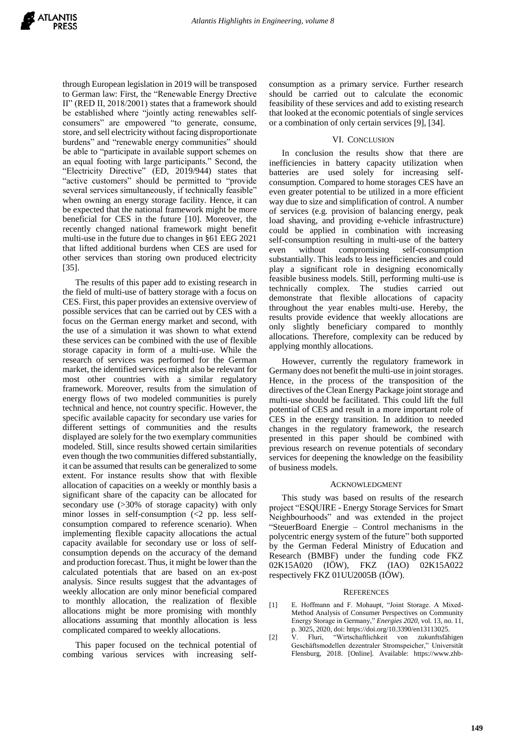through European legislation in 2019 will be transposed to German law: First, the "Renewable Energy Drective II" (RED II, 2018/2001) states that a framework should be established where "jointly acting renewables self-consumers" are empowered "to generate, consume, store, and sell electricity without facing disproportionate burdens" and "renewable energy communities" should be able to "participate in available support schemes on an equal footing with large participants." Second, the "Electricity Directive" (ED, 2019/944) states that "active customers" should be permitted to "provide several services simultaneously, if technically feasible" when owning an energy storage facility. Hence, it can be expected that the national framework might be more beneficial for CES in the future [10]. Moreover, the recently changed national framework might benefit multi-use in the future due to changes in §61 EEG 2021 that lifted additional burdens when CES are used for other services than storing own produced electricity [35].

The results of this paper add to existing research in the field of multi-use of battery storage with a focus on CES. First, this paper provides an extensive overview of possible services that can be carried out by CES with a focus on the German energy market and second, with the use of a simulation it was shown to what extend these services can be combined with the use of flexible storage capacity in form of a multi-use. While the research of services was performed for the German market, the identified services might also be relevant for most other countries with a similar regulatory framework. Moreover, results from the simulation of energy flows of two modeled communities is purely technical and hence, not country specific. However, the specific available capacity for secondary use varies for different settings of communities and the results displayed are solely for the two exemplary communities modeled. Still, since results showed certain similarities even though the two communities differed substantially, it can be assumed that results can be generalized to some extent. For instance results show that with flexible allocation of capacities on a weekly or monthly basis a significant share of the capacity can be allocated for secondary use (>30% of storage capacity) with only minor losses in self-consumption (<2 pp. less self-consumption compared to reference scenario). When implementing flexible capacity allocations the actual capacity available for secondary use or loss of self-consumption depends on the accuracy of the demand and production forecast. Thus, it might be lower than the calculated potentials that are based on an ex-post analysis. Since results suggest that the advantages of weekly allocation are only minor beneficial compared to monthly allocation, the realization of flexible allocations might be more promising with monthly allocations assuming that monthly allocation is less complicated compared to weekly allocations.

This paper focused on the technical potential of combing various services with increasing self-consumption as a primary service. Further research should be carried out to calculate the economic feasibility of these services and add to existing research that looked at the economic potentials of single services or a combination of only certain services [9], [34].

## VI. Conclusion

In conclusion the results show that there are inefficiencies in battery capacity utilization when batteries are used solely for increasing self-consumption. Compared to home storages CES have an even greater potential to be utilized in a more efficient way due to size and simplification of control. A number of services (e.g. provision of balancing energy, peak load shaving, and providing e-vehicle infrastructure) could be applied in combination with increasing self-consumption resulting in multi-use of the battery even without compromising self-consumption substantially. This leads to less inefficiencies and could play a significant role in designing economically feasible business models. Still, performing multi-use is technically complex. The studies carried out demonstrate that flexible allocations of capacity throughout the year enables multi-use. Hereby, the results provide evidence that weekly allocations are only slightly beneficiary compared to monthly allocations. Therefore, complexity can be reduced by applying monthly allocations.

However, currently the regulatory framework in Germany does not benefit the multi-use in joint storages. Hence, in the process of the transposition of the directives of the Clean Energy Package joint storage and multi-use should be facilitated. This could lift the full potential of CES and result in a more important role of CES in the energy transition. In addition to needed changes in the regulatory framework, the research presented in this paper should be combined with previous research on revenue potentials of secondary services for deepening the knowledge on the feasibility of business models.

## Acknowledgment

This study was based on results of the research project "ESQUIRE - Energy Storage Services for Smart Neighbourhoods" and was extended in the project "SteuerBoard Energie – Control mechanisms in the polycentric energy system of the future" both supported by the German Federal Ministry of Education and Research (BMBF) under the funding code FKZ 02K15A020 (IÖW), FKZ (IAO) 02K15A022 respectively FKZ 01UU2005B (IÖW).

## References

[1] E. Hoffmann and F. Mohaupt, "Joint Storage. A Mixed-Method Analysis of Consumer Perspectives on Community Energy Storage in Germany," *Energies 2020*, vol. 13, no. 11, p. 3025, 2020, doi: https://doi.org/10.3390/en13113025.

[2] V. Fluri, "Wirtschaftlichkeit von zukunftsfähigen Geschäftsmodellen dezentraler Stromspeicher," Universität Flensburg, 2018. [Online]. Available: https://www.zhb-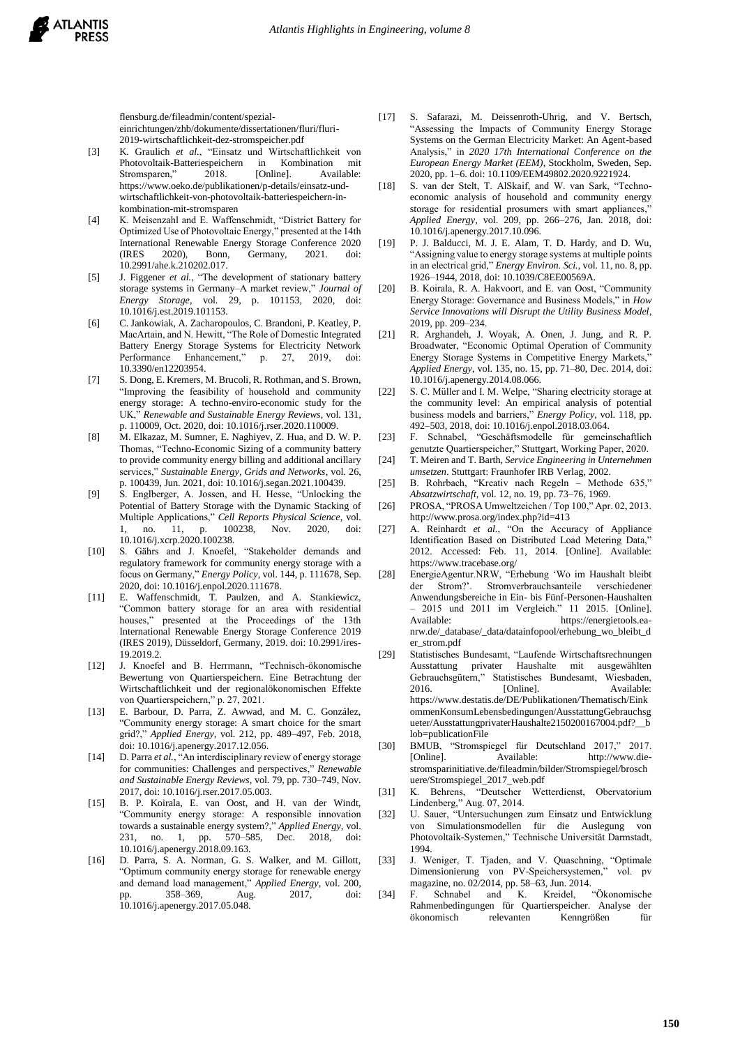flensburg.de/fileadmin/content/spezial-einrichtungen/zhb/dokumente/dissertationen/fluri/fluri-2019-wirtschaftlichkeit-dez-stromspeicher.pdf

[3] K. Graulich *et al.*, "Einsatz und Wirtschaftlichkeit von Photovoltaik-Batteriespeichern in Kombination mit Stromsparen," 2018. [Online]. Available: https://www.oeko.de/publikationen/p-details/einsatz-und-wirtschaftlichkeit-von-photovoltaik-batteriespeichern-in-kombination-mit-stromsparen

[4] K. Meisenzahl and E. Waffenschmidt, "District Battery for Optimized Use of Photovoltaic Energy," presented at the 14th International Renewable Energy Storage Conference 2020 (IRES 2020), Bonn, Germany, 2021. doi: 10.2991/ahe.k.210202.017.

[5] J. Figgener *et al.*, "The development of stationary battery storage systems in Germany–A market review," *Journal of Energy Storage*, vol. 29, p. 101153, 2020, doi: 10.1016/j.est.2019.101153.

[6] C. Jankowiak, A. Zacharopoulos, C. Brandoni, P. Keatley, P. MacArtain, and N. Hewitt, "The Role of Domestic Integrated Battery Energy Storage Systems for Electricity Network Performance Enhancement," p. 27, 2019, doi: 10.3390/en12203954.

[7] S. Dong, E. Kremers, M. Brucoli, R. Rothman, and S. Brown, "Improving the feasibility of household and community energy storage: A techno-enviro-economic study for the UK," *Renewable and Sustainable Energy Reviews*, vol. 131, p. 110009, Oct. 2020, doi: 10.1016/j.rser.2020.110009.

[8] M. Elkazaz, M. Sumner, E. Naghiyev, Z. Hua, and D. W. P. Thomas, "Techno-Economic Sizing of a community battery to provide community energy billing and additional ancillary services," *Sustainable Energy, Grids and Networks*, vol. 26, p. 100439, Jun. 2021, doi: 10.1016/j.segan.2021.100439.

[9] S. Englberger, A. Jossen, and H. Hesse, "Unlocking the Potential of Battery Storage with the Dynamic Stacking of Multiple Applications," *Cell Reports Physical Science*, vol. 1, no. 11, p. 100238, Nov. 2020, doi: 10.1016/j.xcrp.2020.100238.

[10] S. Gährs and J. Knoefel, "Stakeholder demands and regulatory framework for community energy storage with a focus on Germany," *Energy Policy*, vol. 144, p. 111678, Sep. 2020, doi: 10.1016/j.enpol.2020.111678.

[11] E. Waffenschmidt, T. Paulzen, and A. Stankiewicz, "Common battery storage for an area with residential houses," presented at the Proceedings of the 13th International Renewable Energy Storage Conference 2019 (IRES 2019), Düsseldorf, Germany, 2019. doi: 10.2991/ires-19.2019.2.

[12] J. Knoefel and B. Herrmann, "Technisch-ökonomische Bewertung von Quartierspeichern. Eine Betrachtung der Wirtschaftlichkeit und der regionalökonomischen Effekte von Quartierspeichern," p. 27, 2021.

[13] E. Barbour, D. Parra, Z. Awwad, and M. C. González, "Community energy storage: A smart choice for the smart grid?," *Applied Energy*, vol. 212, pp. 489–497, Feb. 2018, doi: 10.1016/j.apenergy.2017.12.056.

[14] D. Parra *et al.*, "An interdisciplinary review of energy storage for communities: Challenges and perspectives," *Renewable and Sustainable Energy Reviews*, vol. 79, pp. 730–749, Nov. 2017, doi: 10.1016/j.rser.2017.05.003.

[15] B. P. Koirala, E. van Oost, and H. van der Windt, "Community energy storage: A responsible innovation towards a sustainable energy system?," *Applied Energy*, vol. 231, no. 1, pp. 570–585, Dec. 2018, doi: 10.1016/j.apenergy.2018.09.163.

[16] D. Parra, S. A. Norman, G. S. Walker, and M. Gillott, "Optimum community energy storage for renewable energy and demand load management," *Applied Energy*, vol. 200, pp. 358–369, Aug. 2017, doi: 10.1016/j.apenergy.2017.05.048.

[17] S. Safarazi, M. Deissenroth-Uhrig, and V. Bertsch, "Assessing the Impacts of Community Energy Storage Systems on the German Electricity Market: An Agent-based Analysis," in *2020 17th International Conference on the European Energy Market (EEM)*, Stockholm, Sweden, Sep. 2020, pp. 1–6. doi: 10.1109/EEM49802.2020.9221924.

[18] S. van der Stelt, T. AlSkaif, and W. van Sark, "Techno-economic analysis of household and community energy storage for residential prosumers with smart appliances," *Applied Energy*, vol. 209, pp. 266–276, Jan. 2018, doi: 10.1016/j.apenergy.2017.10.096.

[19] P. J. Balducci, M. J. E. Alam, T. D. Hardy, and D. Wu, "Assigning value to energy storage systems at multiple points in an electrical grid," *Energy Environ. Sci.*, vol. 11, no. 8, pp. 1926–1944, 2018, doi: 10.1039/C8EE00569A.

[20] B. Koirala, R. A. Hakvoort, and E. van Oost, "Community Energy Storage: Governance and Business Models," in *How Service Innovations will Disrupt the Utility Business Model*, 2019, pp. 209–234.

[21] R. Arghandeh, J. Woyak, A. Onen, J. Jung, and R. P. Broadwater, "Economic Optimal Operation of Community Energy Storage Systems in Competitive Energy Markets," *Applied Energy*, vol. 135, no. 15, pp. 71–80, Dec. 2014, doi: 10.1016/j.apenergy.2014.08.066.

[22] S. C. Müller and I. M. Welpe, "Sharing electricity storage at the community level: An empirical analysis of potential business models and barriers," *Energy Policy*, vol. 118, pp. 492–503, 2018, doi: 10.1016/j.enpol.2018.03.064.

[23] F. Schnabel, "Geschäftsmodelle für gemeinschaftlich genutzte Quartierspeicher," Stuttgart, Working Paper, 2020.

[24] T. Meiren and T. Barth, *Service Engineering in Unternehmen umsetzen*. Stuttgart: Fraunhofer IRB Verlag, 2002.

[25] B. Rohrbach, "Kreativ nach Regeln – Methode 635," *Absatzwirtschaft*, vol. 12, no. 19, pp. 73–76, 1969.

[26] PROSA, "PROSA Umweltzeichen / Top 100," Apr. 02, 2013. http://www.prosa.org/index.php?id=413

[27] A. Reinhardt *et al.*, "On the Accuracy of Appliance Identification Based on Distributed Load Metering Data," 2012. Accessed: Feb. 11, 2014. [Online]. Available: https://www.tracebase.org/

[28] EnergieAgentur.NRW, "Erhebung 'Wo im Haushalt bleibt der Strom?'. Stromverbrauchsanteile verschiedener Anwendungsbereiche in Ein- bis Fünf-Personen-Haushalten – 2015 und 2011 im Vergleich." 11 2015. [Online]. Available: https://energietools.ea-nrw.de/_database/_data/datainfopool/erhebung_wo_bleibt_der_strom.pdf

[29] Statistisches Bundesamt, "Laufende Wirtschaftsrechnungen Ausstattung privater Haushalte mit ausgewählten Gebrauchsgütern," Statistisches Bundesamt, Wiesbaden, 2016. [Online]. Available: https://www.destatis.de/DE/Publikationen/Thematisch/EinkommenKonsumLebensbedingungen/AusstattungGebrauchsgueter/AusstattungprivaterHaushalte2150200167004.pdf?__blob=publicationFile

[30] BMUB, "Stromspiegel für Deutschland 2017," 2017. [Online]. Available: http://www.die-stromsparinitiative.de/fileadmin/bilder/Stromspiegel/broschuere/Stromspiegel_2017_web.pdf

[31] K. Behrens, "Deutscher Wetterdienst, Obervatorium Lindenberg," Aug. 07, 2014.

[32] U. Sauer, "Untersuchungen zum Einsatz und Entwicklung von Simulationsmodellen für die Auslegung von Photovoltaik-Systemen," Technische Universität Darmstadt, 1994.

[33] J. Weniger, T. Tjaden, and V. Quaschning, "Optimale Dimensionierung von PV-Speichersystemen," vol. pv magazine, no. 02/2014, pp. 58–63, Jun. 2014.

[34] F. Schnabel and K. Kreidel, "Ökonomische Rahmenbedingungen für Quartierspeicher. Analyse der ökonomisch relevanten Kenngrößen für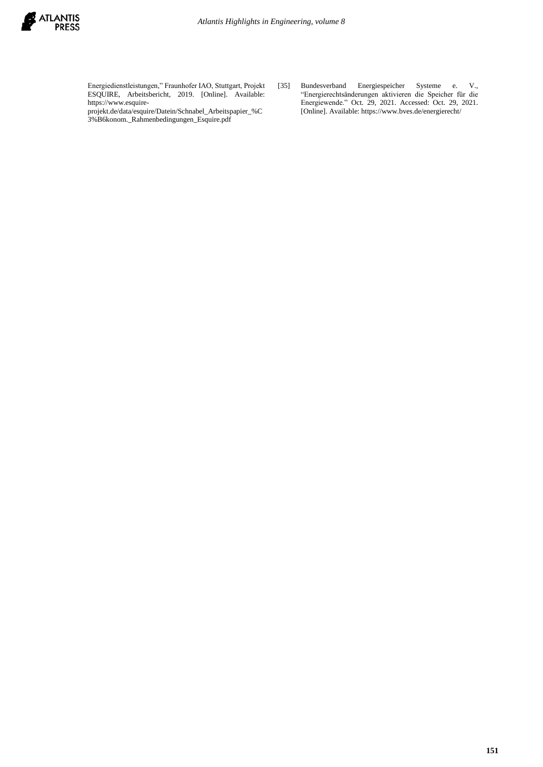Energiedienstleistungen," Fraunhofer IAO, Stuttgart, Projekt ESQUIRE, Arbeitsbericht, 2019. [Online]. Available: https://www.esquire-projekt.de/data/esquire/Datein/Schnabel_Arbeitspapier_%C3%B6konom._Rahmenbedingungen_Esquire.pdf

[35] Bundesverband Energiespeicher Systeme e. V., "Energierechtsänderungen aktivieren die Speicher für die Energiewende." Oct. 29, 2021. Accessed: Oct. 29, 2021. [Online]. Available: https://www.bves.de/energierecht/